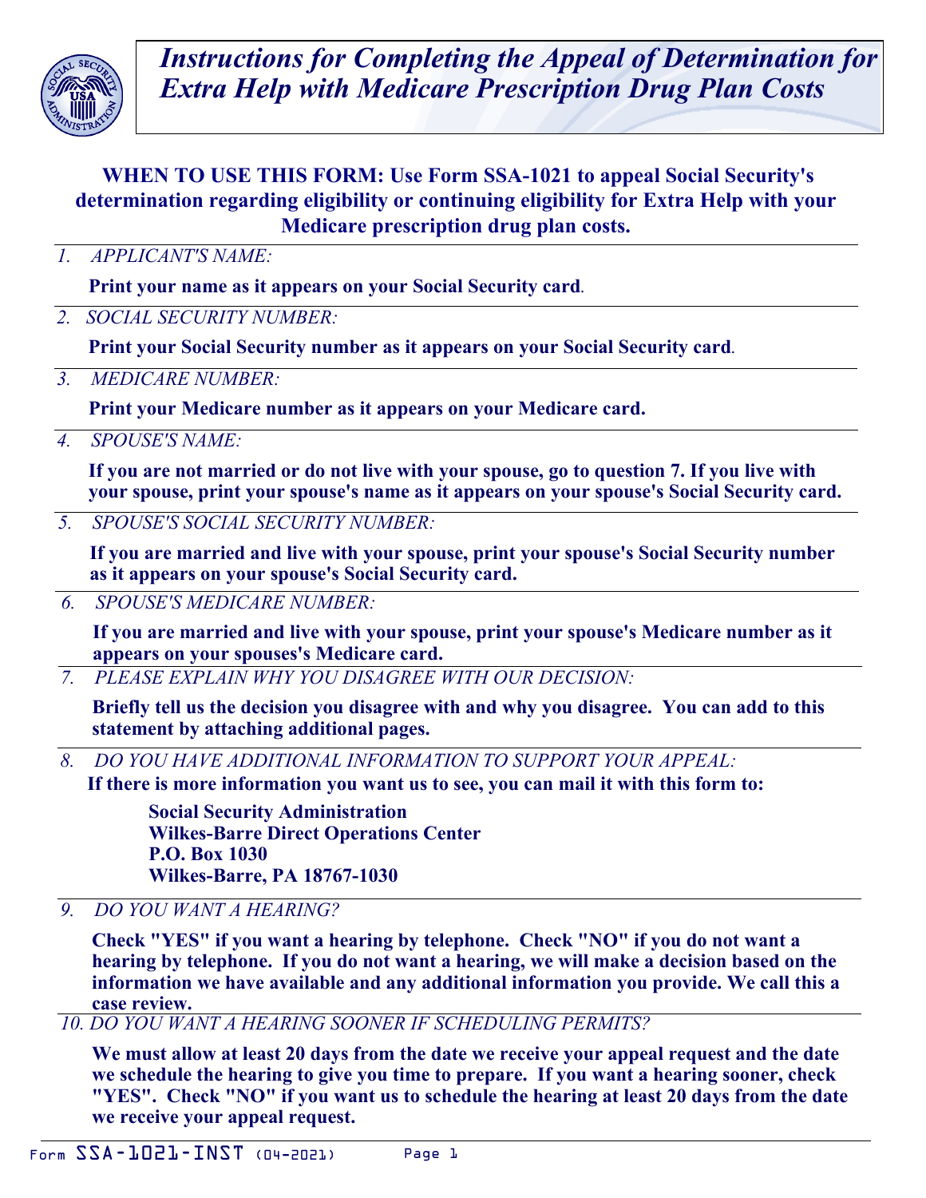# *Instructions for Completing the Appeal of Determination for Extra Help with Medicare Prescription Drug Plan Costs*

**WHEN TO USE THIS FORM: Use Form SSA-1021 to appeal Social Security's determination regarding eligibility or continuing eligibility for Extra Help with your Medicare prescription drug plan costs.**

*1. APPLICANT'S NAME:*

**Print your name as it appears on your Social Security card**.

*2. SOCIAL SECURITY NUMBER:*

**Print your Social Security number as it appears on your Social Security card**.

*3. MEDICARE NUMBER:*

**Print your Medicare number as it appears on your Medicare card.**

*4. SPOUSE'S NAME:*

**If you are not married or do not live with your spouse, go to question 7. If you live with your spouse, print your spouse's name as it appears on your spouse's Social Security card.**

*5. SPOUSE'S SOCIAL SECURITY NUMBER:*

**If you are married and live with your spouse, print your spouse's Social Security number as it appears on your spouse's Social Security card.**

*6. SPOUSE'S MEDICARE NUMBER:*

**If you are married and live with your spouse, print your spouse's Medicare number as it appears on your spouses's Medicare card.**

*7. PLEASE EXPLAIN WHY YOU DISAGREE WITH OUR DECISION:*

**Briefly tell us the decision you disagree with and why you disagree. You can add to this statement by attaching additional pages.**

*8. DO YOU HAVE ADDITIONAL INFORMATION TO SUPPORT YOUR APPEAL:*

**If there is more information you want us to see, you can mail it with this form to:**

**Social Security Administration**
**Wilkes-Barre Direct Operations Center**
**P.O. Box 1030**
**Wilkes-Barre, PA 18767-1030**

*9. DO YOU WANT A HEARING?*

**Check "YES" if you want a hearing by telephone. Check "NO" if you do not want a hearing by telephone. If you do not want a hearing, we will make a decision based on the information we have available and any additional information you provide. We call this a case review.**

*10. DO YOU WANT A HEARING SOONER IF SCHEDULING PERMITS?*

**We must allow at least 20 days from the date we receive your appeal request and the date we schedule the hearing to give you time to prepare. If you want a hearing sooner, check "YES". Check "NO" if you want us to schedule the hearing at least 20 days from the date we receive your appeal request.**

Form SSA-1021-INST (04-2021)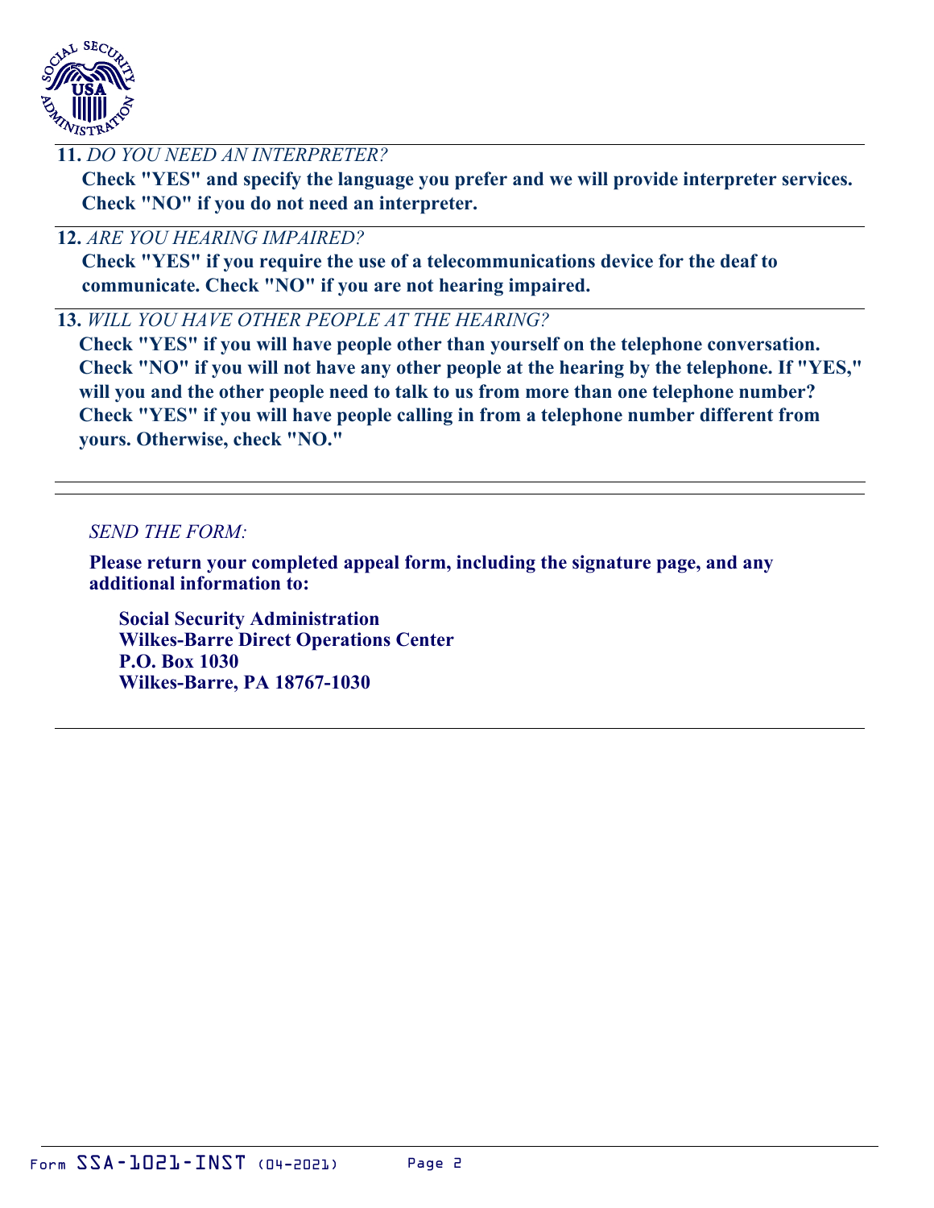**11.** *DO YOU NEED AN INTERPRETER?*

**Check "YES" and specify the language you prefer and we will provide interpreter services. Check "NO" if you do not need an interpreter.**

**12.** *ARE YOU HEARING IMPAIRED?*

**Check "YES" if you require the use of a telecommunications device for the deaf to communicate. Check "NO" if you are not hearing impaired.**

**13.** *WILL YOU HAVE OTHER PEOPLE AT THE HEARING?*

**Check "YES" if you will have people other than yourself on the telephone conversation. Check "NO" if you will not have any other people at the hearing by the telephone. If "YES," will you and the other people need to talk to us from more than one telephone number? Check "YES" if you will have people calling in from a telephone number different from yours. Otherwise, check "NO."**

---

*SEND THE FORM:*

**Please return your completed appeal form, including the signature page, and any additional information to:**

**Social Security Administration**
**Wilkes-Barre Direct Operations Center**
**P.O. Box 1030**
**Wilkes-Barre, PA 18767-1030**